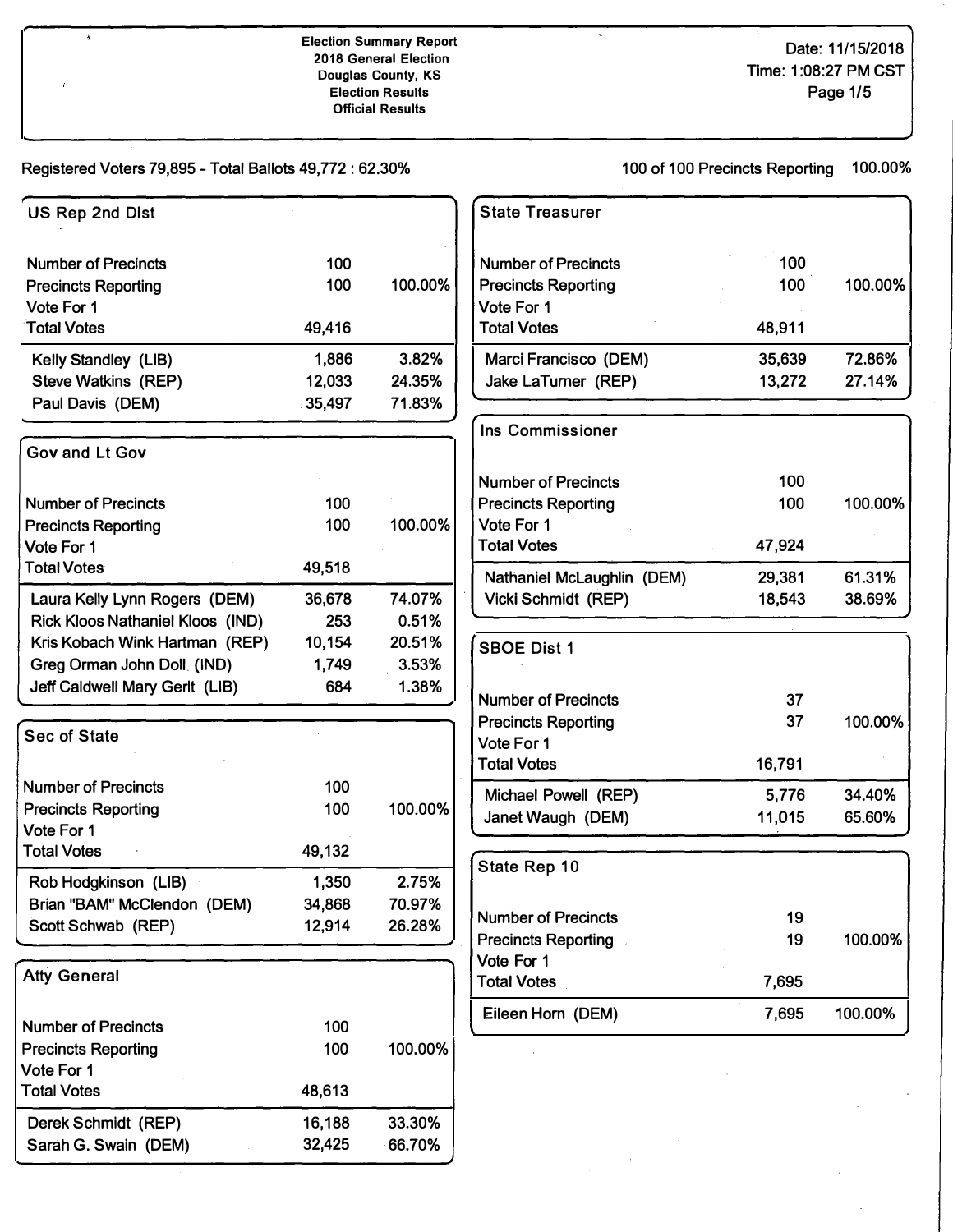# Election Summary Report

**2018 General Election**
**Douglas County, KS**
**Election Results**
**Official Results**

Date: 11/15/2018
Time: 1:08:27 PM CST

Registered Voters 79,895 - Total Ballots 49,772 : 62.30%

100 of 100 Precincts Reporting 100.00%

## US Rep 2nd Dist

| | | |
|---|---|---|
| Number of Precincts | 100 | |
| Precincts Reporting | 100 | 100.00% |
| Vote For 1 | | |
| Total Votes | 49,416 | |
| Kelly Standley (LIB) | 1,886 | 3.82% |
| Steve Watkins (REP) | 12,033 | 24.35% |
| Paul Davis (DEM) | 35,497 | 71.83% |

## Gov and Lt Gov

| | | |
|---|---|---|
| Number of Precincts | 100 | |
| Precincts Reporting | 100 | 100.00% |
| Vote For 1 | | |
| Total Votes | 49,518 | |
| Laura Kelly Lynn Rogers (DEM) | 36,678 | 74.07% |
| Rick Kloos Nathaniel Kloos (IND) | 253 | 0.51% |
| Kris Kobach Wink Hartman (REP) | 10,154 | 20.51% |
| Greg Orman John Doll (IND) | 1,749 | 3.53% |
| Jeff Caldwell Mary Gerlt (LIB) | 684 | 1.38% |

## Sec of State

| | | |
|---|---|---|
| Number of Precincts | 100 | |
| Precincts Reporting | 100 | 100.00% |
| Vote For 1 | | |
| Total Votes | 49,132 | |
| Rob Hodgkinson (LIB) | 1,350 | 2.75% |
| Brian "BAM" McClendon (DEM) | 34,868 | 70.97% |
| Scott Schwab (REP) | 12,914 | 26.28% |

## Atty General

| | | |
|---|---|---|
| Number of Precincts | 100 | |
| Precincts Reporting | 100 | 100.00% |
| Vote For 1 | | |
| Total Votes | 48,613 | |
| Derek Schmidt (REP) | 16,188 | 33.30% |
| Sarah G. Swain (DEM) | 32,425 | 66.70% |

## State Treasurer

| | | |
|---|---|---|
| Number of Precincts | 100 | |
| Precincts Reporting | 100 | 100.00% |
| Vote For 1 | | |
| Total Votes | 48,911 | |
| Marci Francisco (DEM) | 35,639 | 72.86% |
| Jake LaTurner (REP) | 13,272 | 27.14% |

## Ins Commissioner

| | | |
|---|---|---|
| Number of Precincts | 100 | |
| Precincts Reporting | 100 | 100.00% |
| Vote For 1 | | |
| Total Votes | 47,924 | |
| Nathaniel McLaughlin (DEM) | 29,381 | 61.31% |
| Vicki Schmidt (REP) | 18,543 | 38.69% |

## SBOE Dist 1

| | | |
|---|---|---|
| Number of Precincts | 37 | |
| Precincts Reporting | 37 | 100.00% |
| Vote For 1 | | |
| Total Votes | 16,791 | |
| Michael Powell (REP) | 5,776 | 34.40% |
| Janet Waugh (DEM) | 11,015 | 65.60% |

## State Rep 10

| | | |
|---|---|---|
| Number of Precincts | 19 | |
| Precincts Reporting | 19 | 100.00% |
| Vote For 1 | | |
| Total Votes | 7,695 | |
| Eileen Horn (DEM) | 7,695 | 100.00% |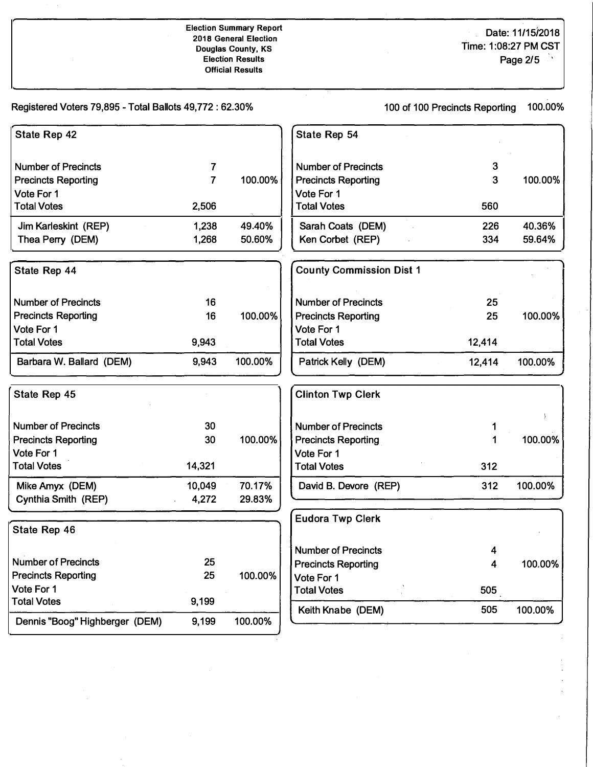Election Summary Report
2018 General Election
Douglas County, KS
Election Results
Official Results

Date: 11/15/2018
Time: 1:08:27 PM CST

Registered Voters 79,895 - Total Ballots 49,772 : 62.30%

100 of 100 Precincts Reporting 100.00%

### State Rep 42

| | | |
|---|---|---|
| Number of Precincts | 7 | |
| Precincts Reporting | 7 | 100.00% |
| Vote For 1 | | |
| Total Votes | 2,506 | |
| Jim Karleskint (REP) | 1,238 | 49.40% |
| Thea Perry (DEM) | 1,268 | 50.60% |

### State Rep 44

| | | |
|---|---|---|
| Number of Precincts | 16 | |
| Precincts Reporting | 16 | 100.00% |
| Vote For 1 | | |
| Total Votes | 9,943 | |
| Barbara W. Ballard (DEM) | 9,943 | 100.00% |

### State Rep 45

| | | |
|---|---|---|
| Number of Precincts | 30 | |
| Precincts Reporting | 30 | 100.00% |
| Vote For 1 | | |
| Total Votes | 14,321 | |
| Mike Amyx (DEM) | 10,049 | 70.17% |
| Cynthia Smith (REP) | 4,272 | 29.83% |

### State Rep 46

| | | |
|---|---|---|
| Number of Precincts | 25 | |
| Precincts Reporting | 25 | 100.00% |
| Vote For 1 | | |
| Total Votes | 9,199 | |
| Dennis "Boog" Highberger (DEM) | 9,199 | 100.00% |

### State Rep 54

| | | |
|---|---|---|
| Number of Precincts | 3 | |
| Precincts Reporting | 3 | 100.00% |
| Vote For 1 | | |
| Total Votes | 560 | |
| Sarah Coats (DEM) | 226 | 40.36% |
| Ken Corbet (REP) | 334 | 59.64% |

### County Commission Dist 1

| | | |
|---|---|---|
| Number of Precincts | 25 | |
| Precincts Reporting | 25 | 100.00% |
| Vote For 1 | | |
| Total Votes | 12,414 | |
| Patrick Kelly (DEM) | 12,414 | 100.00% |

### Clinton Twp Clerk

| | | |
|---|---|---|
| Number of Precincts | 1 | |
| Precincts Reporting | 1 | 100.00% |
| Vote For 1 | | |
| Total Votes | 312 | |
| David B. Devore (REP) | 312 | 100.00% |

### Eudora Twp Clerk

| | | |
|---|---|---|
| Number of Precincts | 4 | |
| Precincts Reporting | 4 | 100.00% |
| Vote For 1 | | |
| Total Votes | 505 | |
| Keith Knabe (DEM) | 505 | 100.00% |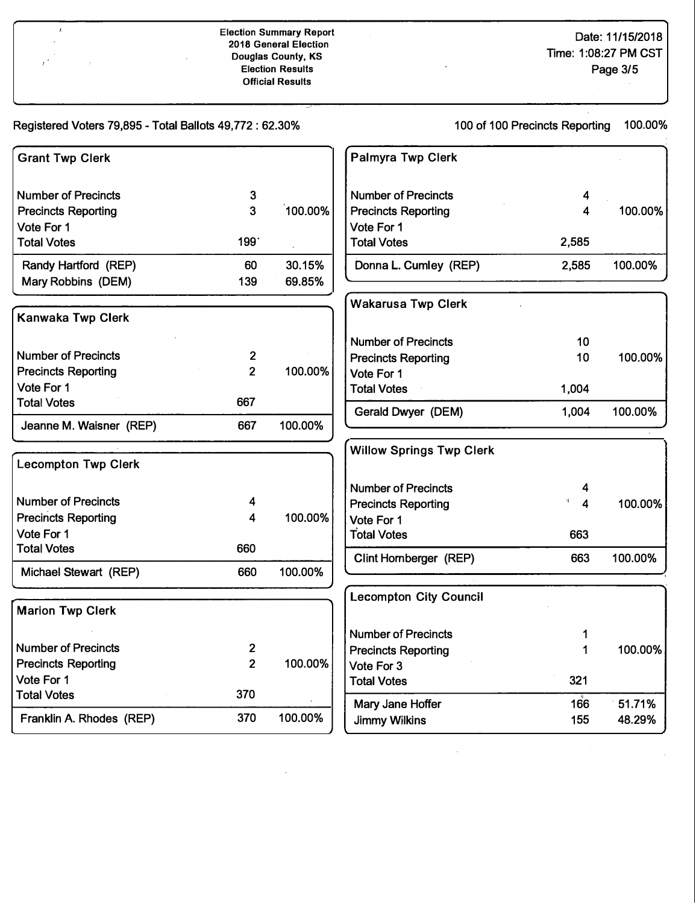Election Summary Report
2018 General Election
Douglas County, KS
Election Results
Official Results

Date: 11/15/2018
Time: 1:08:27 PM CST

Registered Voters 79,895 - Total Ballots 49,772 : 62.30%

100 of 100 Precincts Reporting 100.00%

## Grant Twp Clerk

| | | |
|---|---|---|
| Number of Precincts | 3 | |
| Precincts Reporting | 3 | 100.00% |
| Vote For 1 | | |
| Total Votes | 199 | |
| Randy Hartford (REP) | 60 | 30.15% |
| Mary Robbins (DEM) | 139 | 69.85% |

## Kanwaka Twp Clerk

| | | |
|---|---|---|
| Number of Precincts | 2 | |
| Precincts Reporting | 2 | 100.00% |
| Vote For 1 | | |
| Total Votes | 667 | |
| Jeanne M. Waisner (REP) | 667 | 100.00% |

## Lecompton Twp Clerk

| | | |
|---|---|---|
| Number of Precincts | 4 | |
| Precincts Reporting | 4 | 100.00% |
| Vote For 1 | | |
| Total Votes | 660 | |
| Michael Stewart (REP) | 660 | 100.00% |

## Marion Twp Clerk

| | | |
|---|---|---|
| Number of Precincts | 2 | |
| Precincts Reporting | 2 | 100.00% |
| Vote For 1 | | |
| Total Votes | 370 | |
| Franklin A. Rhodes (REP) | 370 | 100.00% |

## Palmyra Twp Clerk

| | | |
|---|---|---|
| Number of Precincts | 4 | |
| Precincts Reporting | 4 | 100.00% |
| Vote For 1 | | |
| Total Votes | 2,585 | |
| Donna L. Cumley (REP) | 2,585 | 100.00% |

## Wakarusa Twp Clerk

| | | |
|---|---|---|
| Number of Precincts | 10 | |
| Precincts Reporting | 10 | 100.00% |
| Vote For 1 | | |
| Total Votes | 1,004 | |
| Gerald Dwyer (DEM) | 1,004 | 100.00% |

## Willow Springs Twp Clerk

| | | |
|---|---|---|
| Number of Precincts | 4 | |
| Precincts Reporting | 4 | 100.00% |
| Vote For 1 | | |
| Total Votes | 663 | |
| Clint Hornberger (REP) | 663 | 100.00% |

## Lecompton City Council

| | | |
|---|---|---|
| Number of Precincts | 1 | |
| Precincts Reporting | 1 | 100.00% |
| Vote For 3 | | |
| Total Votes | 321 | |
| Mary Jane Hoffer | 166 | 51.71% |
| Jimmy Wilkins | 155 | 48.29% |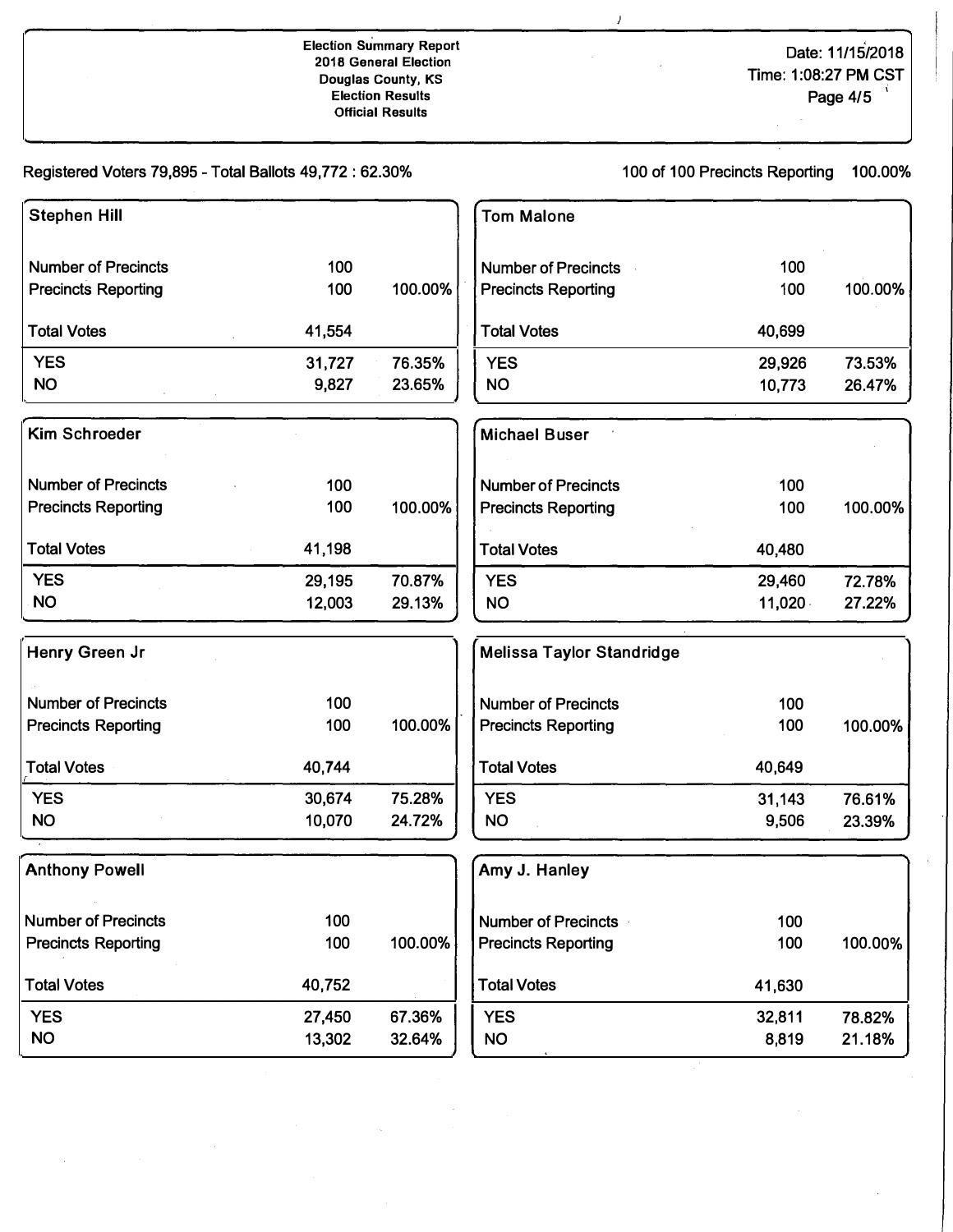Election Summary Report
2018 General Election
Douglas County, KS
Election Results
Official Results

Date: 11/15/2018
Time: 1:08:27 PM CST

Registered Voters 79,895 - Total Balots 49,772 : 62.30%

100 of 100 Precincts Reporting 100.00%

### Stephen Hill

| | | |
|---|---|---|
| Number of Precincts | 100 | |
| Precincts Reporting | 100 | 100.00% |
| Total Votes | 41,554 | |
| YES | 31,727 | 76.35% |
| NO | 9,827 | 23.65% |

### Tom Malone

| | | |
|---|---|---|
| Number of Precincts | 100 | |
| Precincts Reporting | 100 | 100.00% |
| Total Votes | 40,699 | |
| YES | 29,926 | 73.53% |
| NO | 10,773 | 26.47% |

### Kim Schroeder

| | | |
|---|---|---|
| Number of Precincts | 100 | |
| Precincts Reporting | 100 | 100.00% |
| Total Votes | 41,198 | |
| YES | 29,195 | 70.87% |
| NO | 12,003 | 29.13% |

### Michael Buser

| | | |
|---|---|---|
| Number of Precincts | 100 | |
| Precincts Reporting | 100 | 100.00% |
| Total Votes | 40,480 | |
| YES | 29,460 | 72.78% |
| NO | 11,020 | 27.22% |

### Henry Green Jr

| | | |
|---|---|---|
| Number of Precincts | 100 | |
| Precincts Reporting | 100 | 100.00% |
| Total Votes | 40,744 | |
| YES | 30,674 | 75.28% |
| NO | 10,070 | 24.72% |

### Melissa Taylor Standridge

| | | |
|---|---|---|
| Number of Precincts | 100 | |
| Precincts Reporting | 100 | 100.00% |
| Total Votes | 40,649 | |
| YES | 31,143 | 76.61% |
| NO | 9,506 | 23.39% |

### Anthony Powell

| | | |
|---|---|---|
| Number of Precincts | 100 | |
| Precincts Reporting | 100 | 100.00% |
| Total Votes | 40,752 | |
| YES | 27,450 | 67.36% |
| NO | 13,302 | 32.64% |

### Amy J. Hanley

| | | |
|---|---|---|
| Number of Precincts | 100 | |
| Precincts Reporting | 100 | 100.00% |
| Total Votes | 41,630 | |
| YES | 32,811 | 78.82% |
| NO | 8,819 | 21.18% |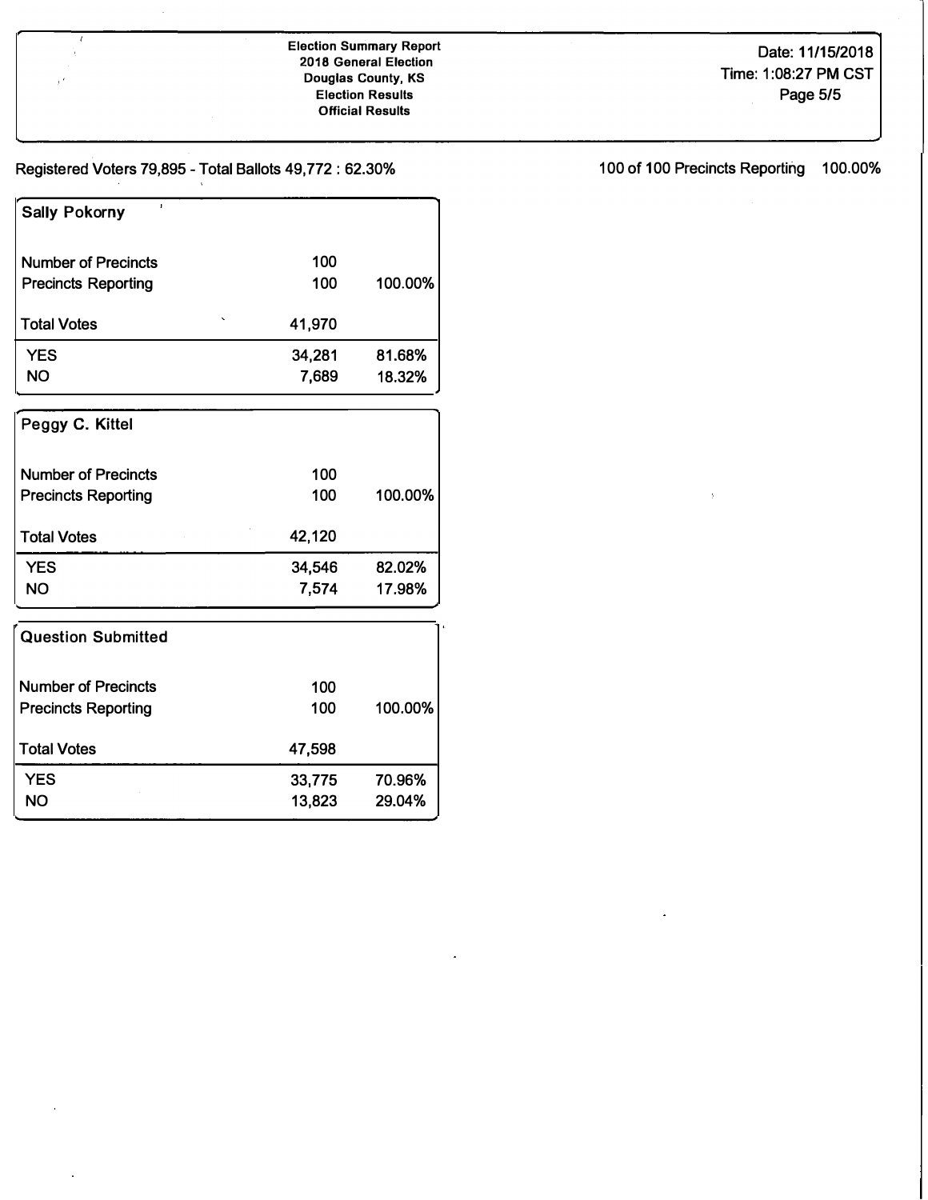Registered Voters 79,895 - Total Ballots 49,772 : 62.30%

100 of 100 Precincts Reporting 100.00%

| Sally Pokorny | | |
|---|---|---|
| Number of Precincts | 100 | |
| Precincts Reporting | 100 | 100.00% |
| Total Votes | 41,970 | |
| YES | 34,281 | 81.68% |
| NO | 7,689 | 18.32% |

| Peggy C. Kittel | | |
|---|---|---|
| Number of Precincts | 100 | |
| Precincts Reporting | 100 | 100.00% |
| Total Votes | 42,120 | |
| YES | 34,546 | 82.02% |
| NO | 7,574 | 17.98% |

| Question Submitted | | |
|---|---|---|
| Number of Precincts | 100 | |
| Precincts Reporting | 100 | 100.00% |
| Total Votes | 47,598 | |
| YES | 33,775 | 70.96% |
| NO | 13,823 | 29.04% |